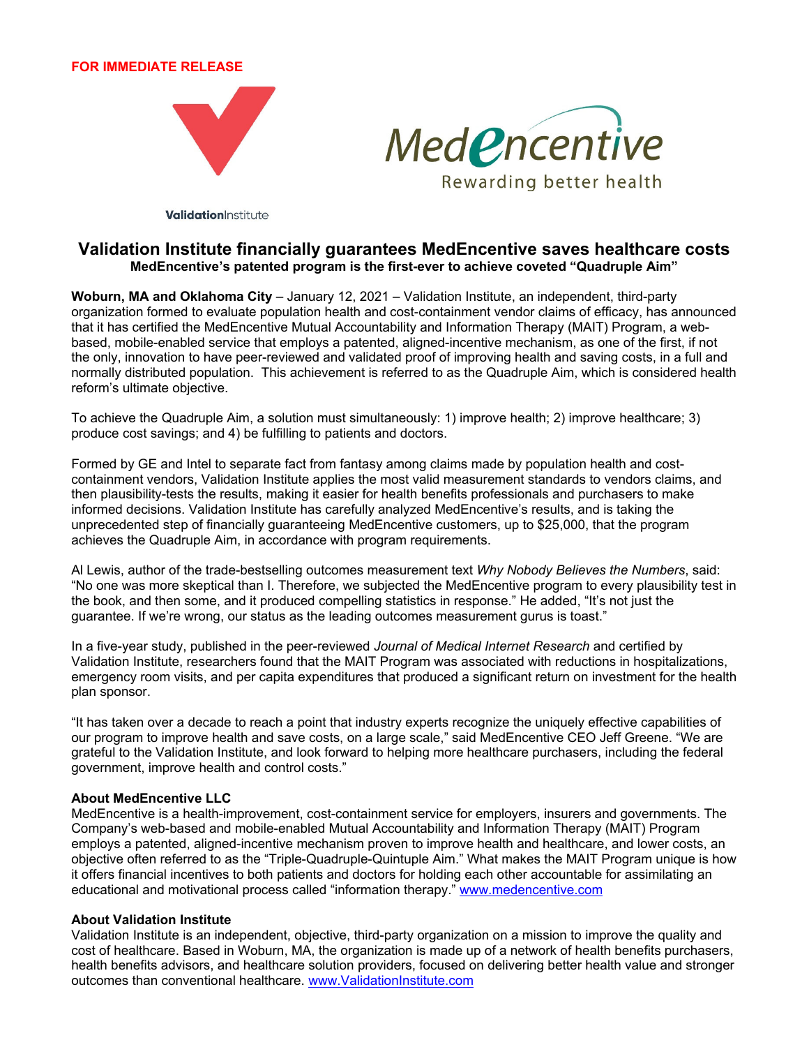**FOR IMMEDIATE RELEASE**

ValidationInstitute

MedEncentive
Rewarding better health

# Validation Institute financially guarantees MedEncentive saves healthcare costs

**MedEncentive's patented program is the first-ever to achieve coveted "Quadruple Aim"**

**Woburn, MA and Oklahoma City** – January 12, 2021 – Validation Institute, an independent, third-party organization formed to evaluate population health and cost-containment vendor claims of efficacy, has announced that it has certified the MedEncentive Mutual Accountability and Information Therapy (MAIT) Program, a web-based, mobile-enabled service that employs a patented, aligned-incentive mechanism, as one of the first, if not the only, innovation to have peer-reviewed and validated proof of improving health and saving costs, in a full and normally distributed population. This achievement is referred to as the Quadruple Aim, which is considered health reform's ultimate objective.

To achieve the Quadruple Aim, a solution must simultaneously: 1) improve health; 2) improve healthcare; 3) produce cost savings; and 4) be fulfilling to patients and doctors.

Formed by GE and Intel to separate fact from fantasy among claims made by population health and cost-containment vendors, Validation Institute applies the most valid measurement standards to vendors claims, and then plausibility-tests the results, making it easier for health benefits professionals and purchasers to make informed decisions. Validation Institute has carefully analyzed MedEncentive's results, and is taking the unprecedented step of financially guaranteeing MedEncentive customers, up to $25,000, that the program achieves the Quadruple Aim, in accordance with program requirements.

Al Lewis, author of the trade-bestselling outcomes measurement text *Why Nobody Believes the Numbers*, said: "No one was more skeptical than I. Therefore, we subjected the MedEncentive program to every plausibility test in the book, and then some, and it produced compelling statistics in response." He added, "It's not just the guarantee. If we're wrong, our status as the leading outcomes measurement gurus is toast."

In a five-year study, published in the peer-reviewed *Journal of Medical Internet Research* and certified by Validation Institute, researchers found that the MAIT Program was associated with reductions in hospitalizations, emergency room visits, and per capita expenditures that produced a significant return on investment for the health plan sponsor.

"It has taken over a decade to reach a point that industry experts recognize the uniquely effective capabilities of our program to improve health and save costs, on a large scale," said MedEncentive CEO Jeff Greene. "We are grateful to the Validation Institute, and look forward to helping more healthcare purchasers, including the federal government, improve health and control costs."

**About MedEncentive LLC**

MedEncentive is a health-improvement, cost-containment service for employers, insurers and governments. The Company's web-based and mobile-enabled Mutual Accountability and Information Therapy (MAIT) Program employs a patented, aligned-incentive mechanism proven to improve health and healthcare, and lower costs, an objective often referred to as the "Triple-Quadruple-Quintuple Aim." What makes the MAIT Program unique is how it offers financial incentives to both patients and doctors for holding each other accountable for assimilating an educational and motivational process called "information therapy." www.medencentive.com

**About Validation Institute**

Validation Institute is an independent, objective, third-party organization on a mission to improve the quality and cost of healthcare. Based in Woburn, MA, the organization is made up of a network of health benefits purchasers, health benefits advisors, and healthcare solution providers, focused on delivering better health value and stronger outcomes than conventional healthcare. www.ValidationInstitute.com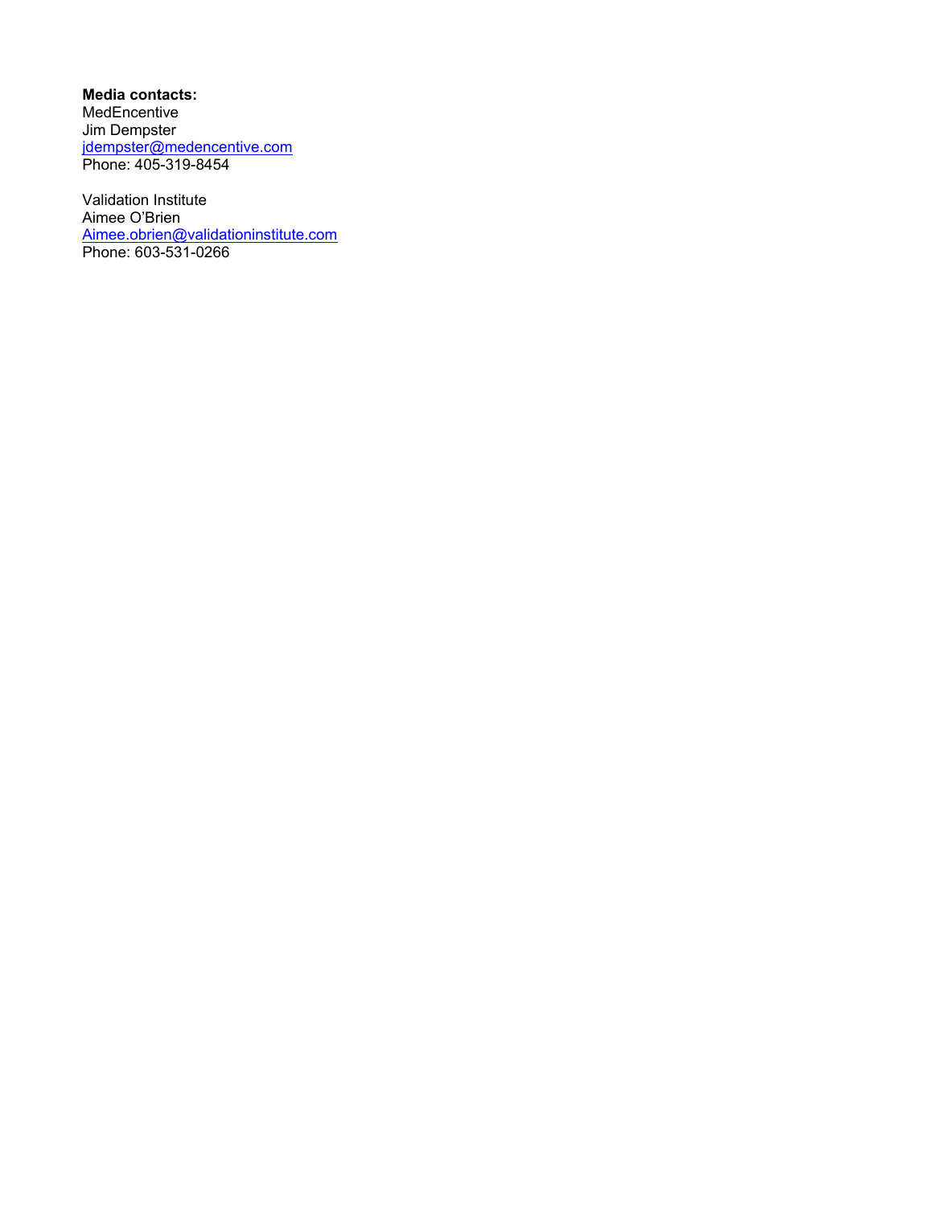**Media contacts:**
MedEncentive
Jim Dempster
jdempster@medencentive.com
Phone: 405-319-8454

Validation Institute
Aimee O'Brien
Aimee.obrien@validationinstitute.com
Phone: 603-531-0266